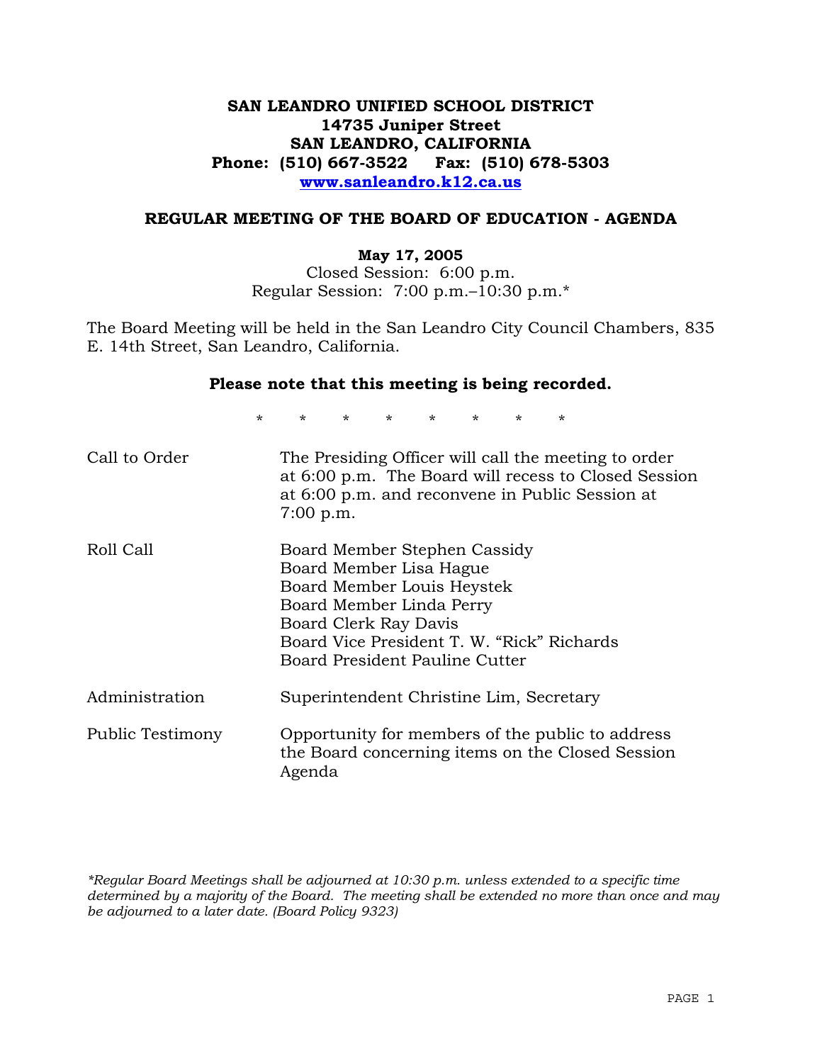**SAN LEANDRO UNIFIED SCHOOL DISTRICT**
**14735 Juniper Street**
**SAN LEANDRO, CALIFORNIA**
**Phone: (510) 667-3522 Fax: (510) 678-5303**
**www.sanleandro.k12.ca.us**

## REGULAR MEETING OF THE BOARD OF EDUCATION - AGENDA

**May 17, 2005**
Closed Session: 6:00 p.m.
Regular Session: 7:00 p.m.–10:30 p.m.*

The Board Meeting will be held in the San Leandro City Council Chambers, 835 E. 14th Street, San Leandro, California.

**Please note that this meeting is being recorded.**

\* \* \* \* \* \* \* \*

| | |
|---|---|
| Call to Order | The Presiding Officer will call the meeting to order at 6:00 p.m. The Board will recess to Closed Session at 6:00 p.m. and reconvene in Public Session at 7:00 p.m. |
| Roll Call | Board Member Stephen Cassidy<br>Board Member Lisa Hague<br>Board Member Louis Heystek<br>Board Member Linda Perry<br>Board Clerk Ray Davis<br>Board Vice President T. W. "Rick" Richards<br>Board President Pauline Cutter |
| Administration | Superintendent Christine Lim, Secretary |
| Public Testimony | Opportunity for members of the public to address the Board concerning items on the Closed Session Agenda |

*\*Regular Board Meetings shall be adjourned at 10:30 p.m. unless extended to a specific time determined by a majority of the Board. The meeting shall be extended no more than once and may be adjourned to a later date. (Board Policy 9323)*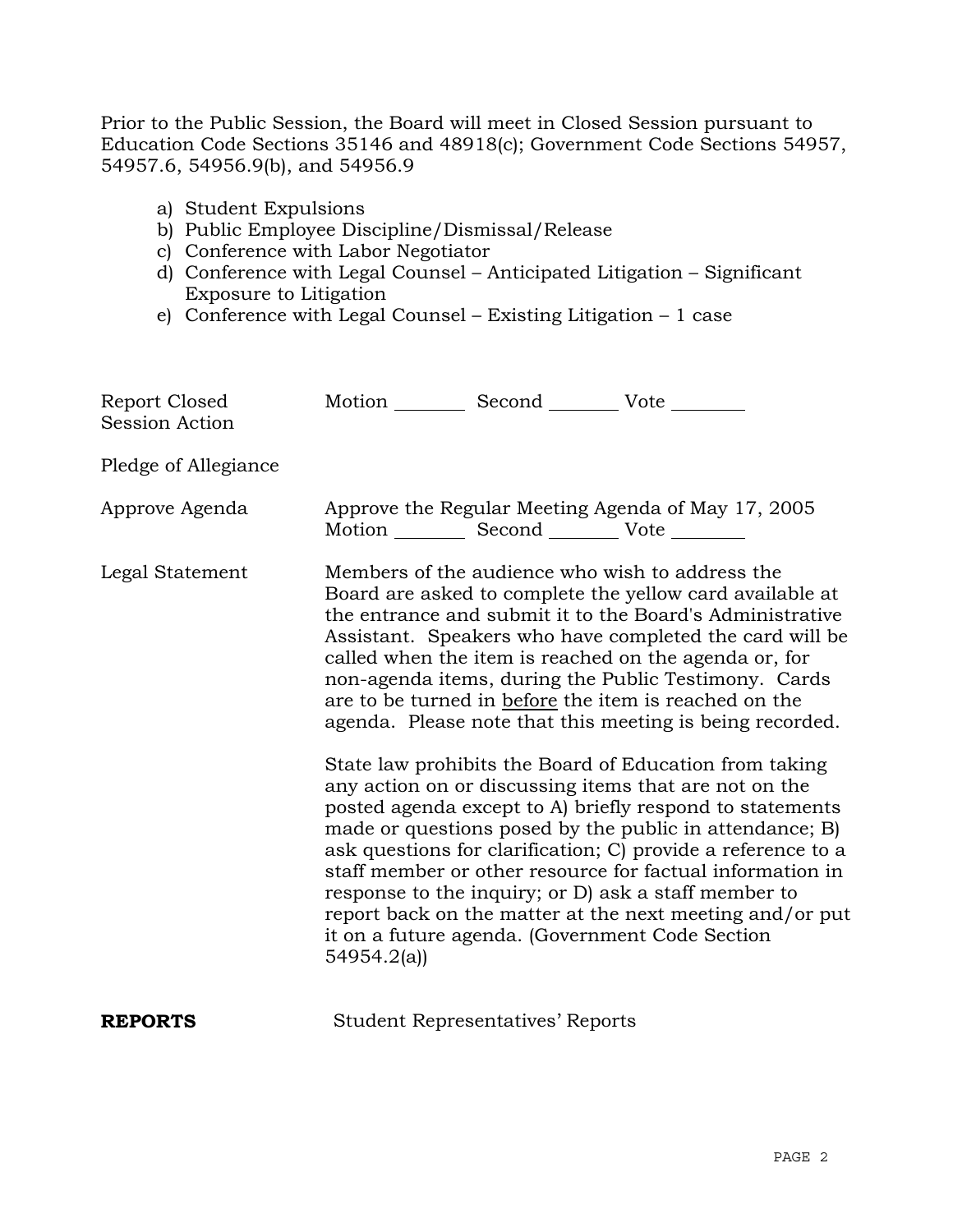Prior to the Public Session, the Board will meet in Closed Session pursuant to Education Code Sections 35146 and 48918(c); Government Code Sections 54957, 54957.6, 54956.9(b), and 54956.9

a) Student Expulsions
b) Public Employee Discipline/Dismissal/Release
c) Conference with Labor Negotiator
d) Conference with Legal Counsel – Anticipated Litigation – Significant Exposure to Litigation
e) Conference with Legal Counsel – Existing Litigation – 1 case

| | |
|---|---|
| Report Closed Session Action | Motion ________ Second ________ Vote ________ |
| Pledge of Allegiance | |
| Approve Agenda | Approve the Regular Meeting Agenda of May 17, 2005<br>Motion ________ Second ________ Vote ________ |
| Legal Statement | Members of the audience who wish to address the Board are asked to complete the yellow card available at the entrance and submit it to the Board's Administrative Assistant. Speakers who have completed the card will be called when the item is reached on the agenda or, for non-agenda items, during the Public Testimony. Cards are to be turned in <u>before</u> the item is reached on the agenda. Please note that this meeting is being recorded.<br><br>State law prohibits the Board of Education from taking any action on or discussing items that are not on the posted agenda except to A) briefly respond to statements made or questions posed by the public in attendance; B) ask questions for clarification; C) provide a reference to a staff member or other resource for factual information in response to the inquiry; or D) ask a staff member to report back on the matter at the next meeting and/or put it on a future agenda. (Government Code Section 54954.2(a)) |

**REPORTS** Student Representatives' Reports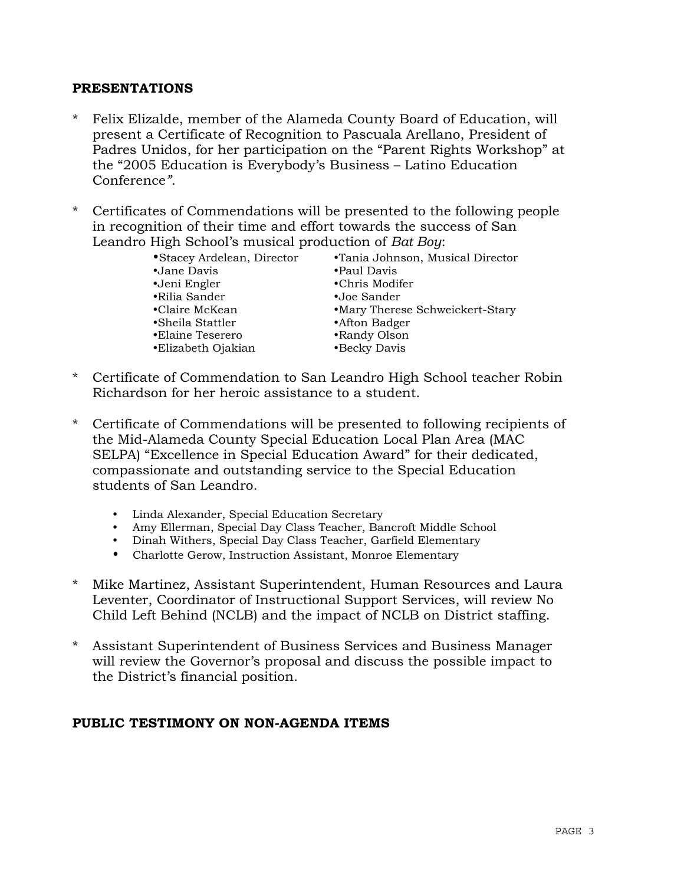## PRESENTATIONS

* Felix Elizalde, member of the Alameda County Board of Education, will present a Certificate of Recognition to Pascuala Arellano, President of Padres Unidos, for her participation on the "Parent Rights Workshop" at the "2005 Education is Everybody's Business – Latino Education Conference".

* Certificates of Commendations will be presented to the following people in recognition of their time and effort towards the success of San Leandro High School's musical production of *Bat Boy*:

  - Stacey Ardelean, Director
  - Tania Johnson, Musical Director
  - Jane Davis
  - Paul Davis
  - Jeni Engler
  - Chris Modifer
  - Rilia Sander
  - Joe Sander
  - Claire McKean
  - Mary Therese Schweickert-Stary
  - Sheila Stattler
  - Afton Badger
  - Elaine Teserero
  - Randy Olson
  - Elizabeth Ojakian
  - Becky Davis

* Certificate of Commendation to San Leandro High School teacher Robin Richardson for her heroic assistance to a student.

* Certificate of Commendations will be presented to following recipients of the Mid-Alameda County Special Education Local Plan Area (MAC SELPA) "Excellence in Special Education Award" for their dedicated, compassionate and outstanding service to the Special Education students of San Leandro.

  - Linda Alexander, Special Education Secretary
  - Amy Ellerman, Special Day Class Teacher, Bancroft Middle School
  - Dinah Withers, Special Day Class Teacher, Garfield Elementary
  - Charlotte Gerow, Instruction Assistant, Monroe Elementary

* Mike Martinez, Assistant Superintendent, Human Resources and Laura Leventer, Coordinator of Instructional Support Services, will review No Child Left Behind (NCLB) and the impact of NCLB on District staffing.

* Assistant Superintendent of Business Services and Business Manager will review the Governor's proposal and discuss the possible impact to the District's financial position.

## PUBLIC TESTIMONY ON NON-AGENDA ITEMS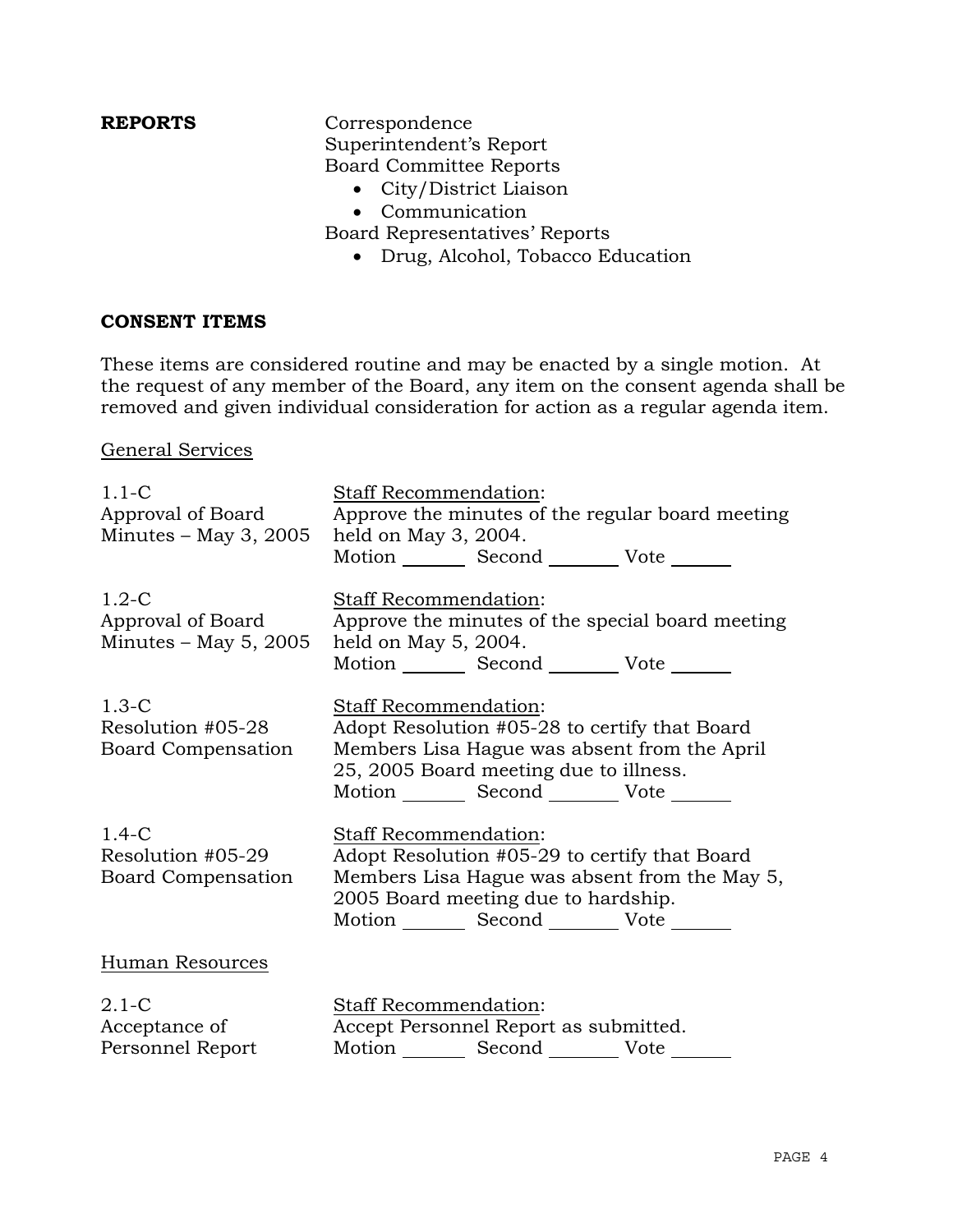**REPORTS**

Correspondence
Superintendent's Report
Board Committee Reports
- City/District Liaison
- Communication

Board Representatives' Reports
- Drug, Alcohol, Tobacco Education

**CONSENT ITEMS**

These items are considered routine and may be enacted by a single motion. At the request of any member of the Board, any item on the consent agenda shall be removed and given individual consideration for action as a regular agenda item.

General Services

1.1-C
Approval of Board Minutes – May 3, 2005

Staff Recommendation:
Approve the minutes of the regular board meeting held on May 3, 2004.
Motion _______ Second _______ Vote _______

1.2-C
Approval of Board Minutes – May 5, 2005

Staff Recommendation:
Approve the minutes of the special board meeting held on May 5, 2004.
Motion _______ Second _______ Vote _______

1.3-C
Resolution #05-28
Board Compensation

Staff Recommendation:
Adopt Resolution #05-28 to certify that Board Members Lisa Hague was absent from the April 25, 2005 Board meeting due to illness.
Motion _______ Second _______ Vote _______

1.4-C
Resolution #05-29
Board Compensation

Staff Recommendation:
Adopt Resolution #05-29 to certify that Board Members Lisa Hague was absent from the May 5, 2005 Board meeting due to hardship.
Motion _______ Second _______ Vote _______

Human Resources

2.1-C
Acceptance of Personnel Report

Staff Recommendation:
Accept Personnel Report as submitted.
Motion _______ Second _______ Vote _______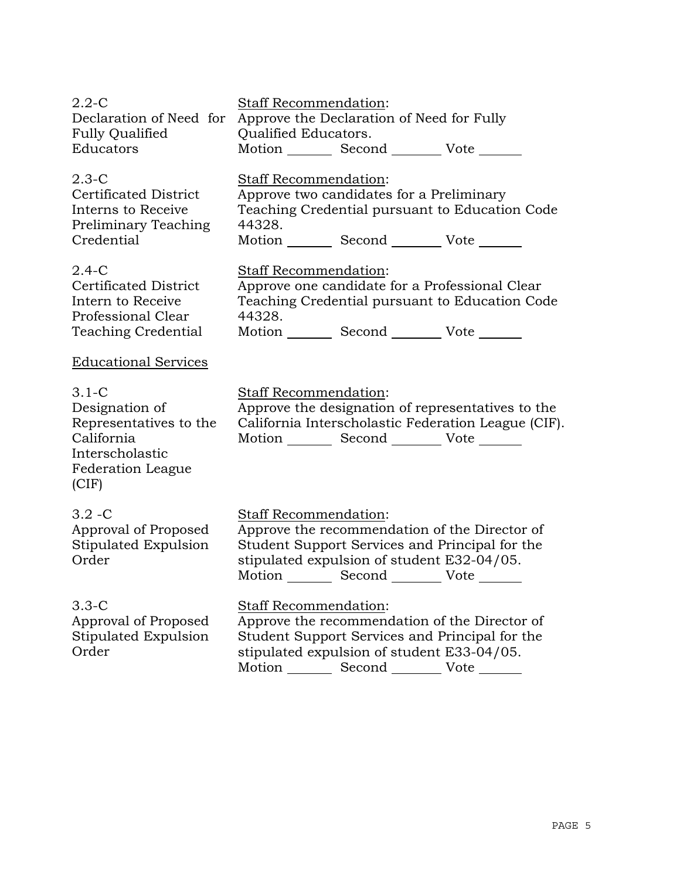2.2-C
Declaration of Need for Fully Qualified Educators

Staff Recommendation:
Approve the Declaration of Need for Fully Qualified Educators.
Motion _______ Second ________ Vote _______

2.3-C
Certificated District Interns to Receive Preliminary Teaching Credential

Staff Recommendation:
Approve two candidates for a Preliminary Teaching Credential pursuant to Education Code 44328.
Motion _______ Second ________ Vote _______

2.4-C
Certificated District Intern to Receive Professional Clear Teaching Credential

Staff Recommendation:
Approve one candidate for a Professional Clear Teaching Credential pursuant to Education Code 44328.
Motion _______ Second ________ Vote _______

Educational Services

3.1-C
Designation of Representatives to the California Interscholastic Federation League (CIF)

Staff Recommendation:
Approve the designation of representatives to the California Interscholastic Federation League (CIF).
Motion _______ Second ________ Vote _______

3.2 -C
Approval of Proposed Stipulated Expulsion Order

Staff Recommendation:
Approve the recommendation of the Director of Student Support Services and Principal for the stipulated expulsion of student E32-04/05.
Motion _______ Second ________ Vote _______

3.3-C
Approval of Proposed Stipulated Expulsion Order

Staff Recommendation:
Approve the recommendation of the Director of Student Support Services and Principal for the stipulated expulsion of student E33-04/05.
Motion _______ Second ________ Vote _______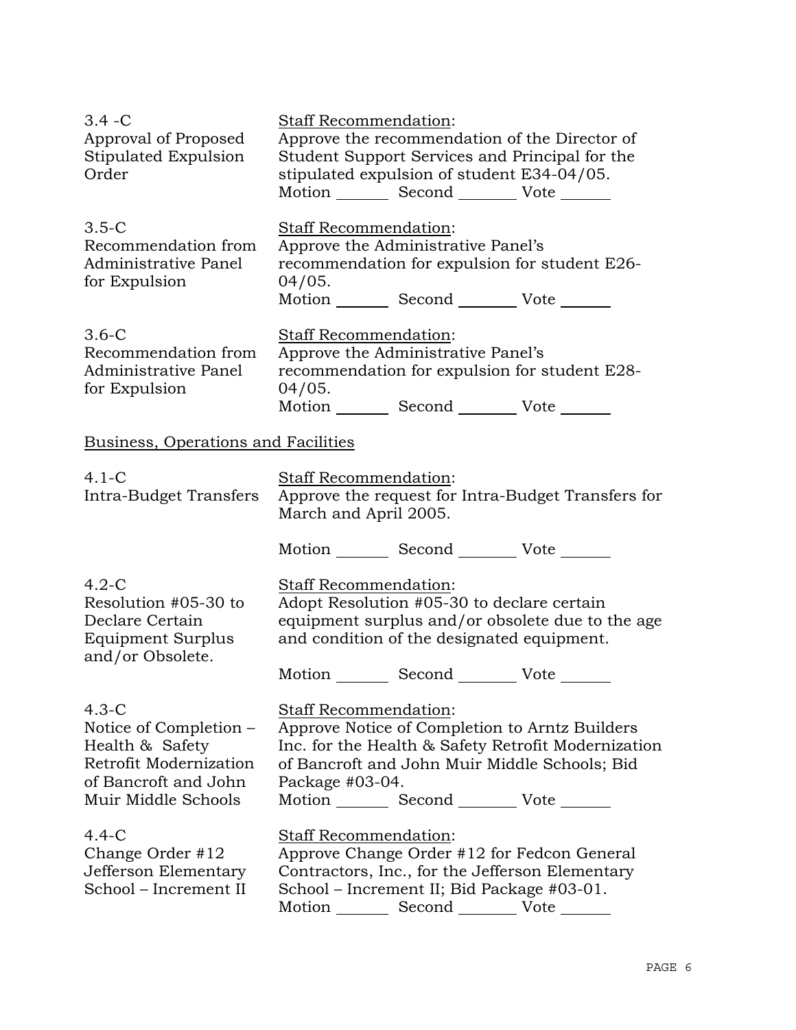3.4 -C
Approval of Proposed Stipulated Expulsion Order

Staff Recommendation:
Approve the recommendation of the Director of Student Support Services and Principal for the stipulated expulsion of student E34-04/05.
Motion _______ Second _______ Vote _______

3.5-C
Recommendation from Administrative Panel for Expulsion

Staff Recommendation:
Approve the Administrative Panel's recommendation for expulsion for student E26-04/05.
Motion _______ Second _______ Vote _______

3.6-C
Recommendation from Administrative Panel for Expulsion

Staff Recommendation:
Approve the Administrative Panel's recommendation for expulsion for student E28-04/05.
Motion _______ Second _______ Vote _______

Business, Operations and Facilities

4.1-C
Intra-Budget Transfers

Staff Recommendation:
Approve the request for Intra-Budget Transfers for March and April 2005.

Motion _______ Second _______ Vote _______

4.2-C
Resolution #05-30 to Declare Certain Equipment Surplus and/or Obsolete.

Staff Recommendation:
Adopt Resolution #05-30 to declare certain equipment surplus and/or obsolete due to the age and condition of the designated equipment.

Motion _______ Second _______ Vote _______

4.3-C
Notice of Completion – Health & Safety Retrofit Modernization of Bancroft and John Muir Middle Schools

Staff Recommendation:
Approve Notice of Completion to Arntz Builders Inc. for the Health & Safety Retrofit Modernization of Bancroft and John Muir Middle Schools; Bid Package #03-04.
Motion _______ Second _______ Vote _______

4.4-C
Change Order #12 Jefferson Elementary School – Increment II

Staff Recommendation:
Approve Change Order #12 for Fedcon General Contractors, Inc., for the Jefferson Elementary School – Increment II; Bid Package #03-01.
Motion _______ Second _______ Vote _______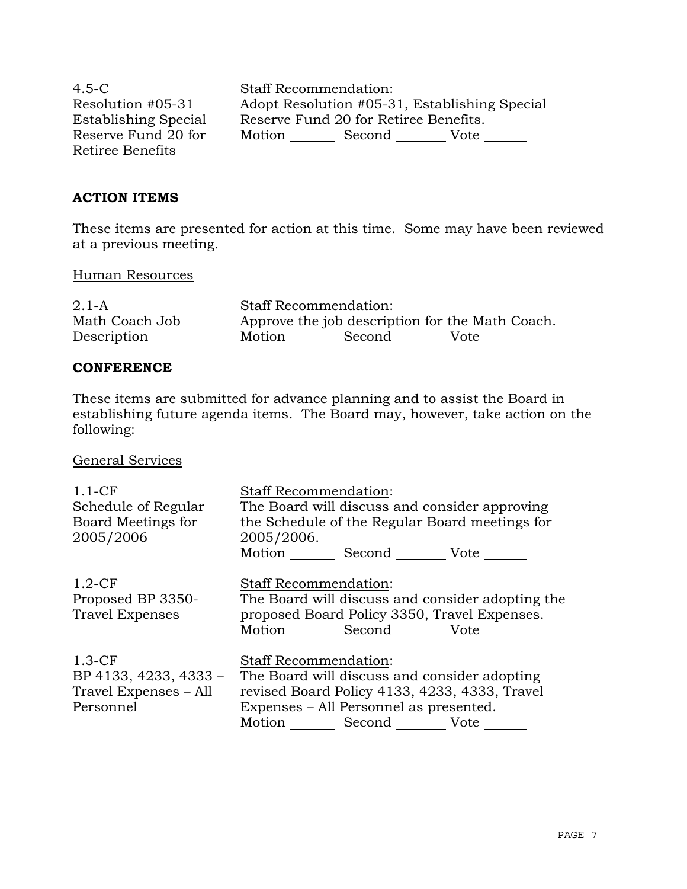| | |
|---|---|
| 4.5-C<br>Resolution #05-31<br>Establishing Special<br>Reserve Fund 20 for<br>Retiree Benefits | <u>Staff Recommendation</u>:<br>Adopt Resolution #05-31, Establishing Special Reserve Fund 20 for Retiree Benefits.<br>Motion _______ Second _______ Vote _______ |

## ACTION ITEMS

These items are presented for action at this time. Some may have been reviewed at a previous meeting.

<u>Human Resources</u>

| | |
|---|---|
| 2.1-A<br>Math Coach Job<br>Description | <u>Staff Recommendation</u>:<br>Approve the job description for the Math Coach.<br>Motion _______ Second _______ Vote _______ |

## CONFERENCE

These items are submitted for advance planning and to assist the Board in establishing future agenda items. The Board may, however, take action on the following:

<u>General Services</u>

| | |
|---|---|
| 1.1-CF<br>Schedule of Regular<br>Board Meetings for<br>2005/2006 | <u>Staff Recommendation</u>:<br>The Board will discuss and consider approving the Schedule of the Regular Board meetings for 2005/2006.<br>Motion _______ Second _______ Vote _______ |
| 1.2-CF<br>Proposed BP 3350-<br>Travel Expenses | <u>Staff Recommendation</u>:<br>The Board will discuss and consider adopting the proposed Board Policy 3350, Travel Expenses.<br>Motion _______ Second _______ Vote _______ |
| 1.3-CF<br>BP 4133, 4233, 4333 –<br>Travel Expenses – All<br>Personnel | <u>Staff Recommendation</u>:<br>The Board will discuss and consider adopting revised Board Policy 4133, 4233, 4333, Travel Expenses – All Personnel as presented.<br>Motion _______ Second _______ Vote _______ |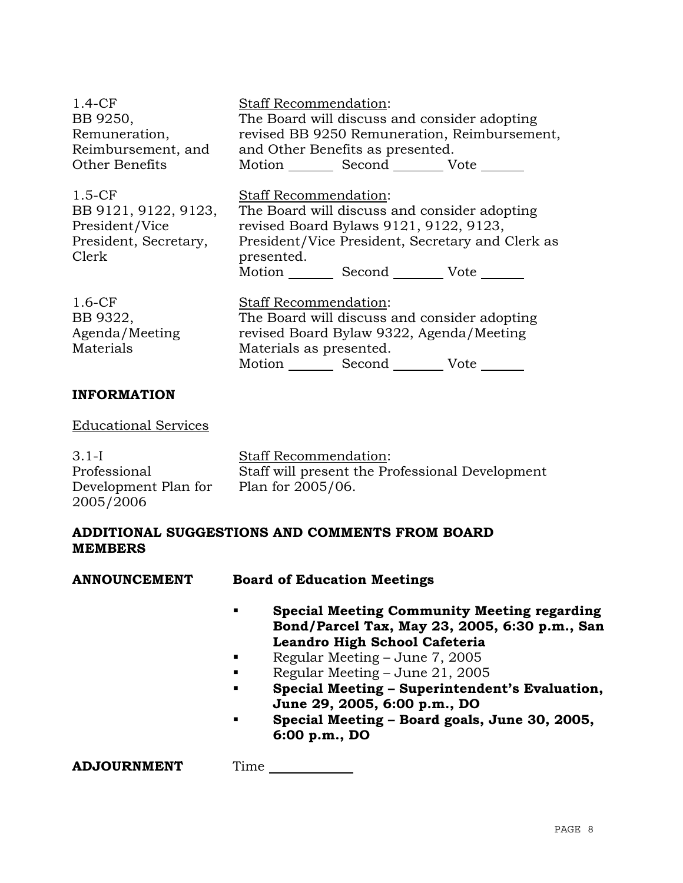| | |
|---|---|
| 1.4-CF<br>BB 9250,<br>Remuneration,<br>Reimbursement, and<br>Other Benefits | Staff Recommendation:<br>The Board will discuss and consider adopting revised BB 9250 Remuneration, Reimbursement, and Other Benefits as presented.<br>Motion ______ Second ______ Vote ______ |
| 1.5-CF<br>BB 9121, 9122, 9123,<br>President/Vice<br>President, Secretary,<br>Clerk | Staff Recommendation:<br>The Board will discuss and consider adopting revised Board Bylaws 9121, 9122, 9123, President/Vice President, Secretary and Clerk as presented.<br>Motion ______ Second ______ Vote ______ |
| 1.6-CF<br>BB 9322,<br>Agenda/Meeting<br>Materials | Staff Recommendation:<br>The Board will discuss and consider adopting revised Board Bylaw 9322, Agenda/Meeting Materials as presented.<br>Motion ______ Second ______ Vote ______ |

**INFORMATION**

Educational Services

| | |
|---|---|
| 3.1-I<br>Professional<br>Development Plan for<br>2005/2006 | Staff Recommendation:<br>Staff will present the Professional Development Plan for 2005/06. |

**ADDITIONAL SUGGESTIONS AND COMMENTS FROM BOARD MEMBERS**

**ANNOUNCEMENT** **Board of Education Meetings**

- **Special Meeting Community Meeting regarding Bond/Parcel Tax, May 23, 2005, 6:30 p.m., San Leandro High School Cafeteria**
- Regular Meeting – June 7, 2005
- Regular Meeting – June 21, 2005
- **Special Meeting – Superintendent's Evaluation, June 29, 2005, 6:00 p.m., DO**
- **Special Meeting – Board goals, June 30, 2005, 6:00 p.m., DO**

**ADJOURNMENT** Time ____________